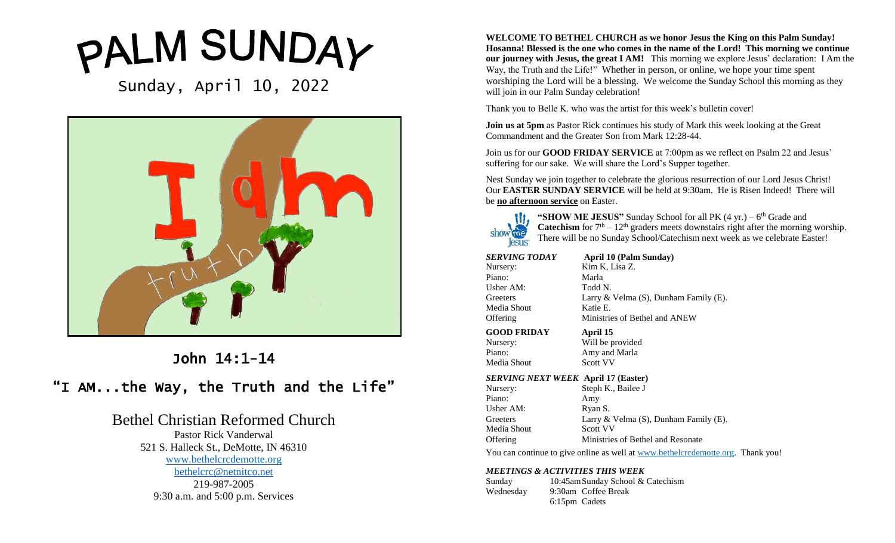# PALM SUNDAY

Sunday, April 10, 2022

## John 14:1-14

## "I AM...the Way, the Truth and the Life"

### Bethel Christian Reformed Church

Pastor Rick Vanderwal
521 S. Halleck St., DeMotte, IN 46310
www.bethelcrcdemotte.org
bethelcrc@netnitco.net
219-987-2005
9:30 a.m. and 5:00 p.m. Services

**WELCOME TO BETHEL CHURCH as we honor Jesus the King on this Palm Sunday! Hosanna! Blessed is the one who comes in the name of the Lord! This morning we continue our journey with Jesus, the great I AM!** This morning we explore Jesus' declaration: I Am the Way, the Truth and the Life!" Whether in person, or online, we hope your time spent worshiping the Lord will be a blessing. We welcome the Sunday School this morning as they will join in our Palm Sunday celebration!

Thank you to Belle K. who was the artist for this week's bulletin cover!

**Join us at 5pm** as Pastor Rick continues his study of Mark this week looking at the Great Commandment and the Greater Son from Mark 12:28-44.

Join us for our **GOOD FRIDAY SERVICE** at 7:00pm as we reflect on Psalm 22 and Jesus' suffering for our sake. We will share the Lord's Supper together.

Nest Sunday we join together to celebrate the glorious resurrection of our Lord Jesus Christ! Our **EASTER SUNDAY SERVICE** will be held at 9:30am. He is Risen Indeed! There will be **no afternoon service** on Easter.

**"SHOW ME JESUS"** Sunday School for all PK (4 yr.) – 6th Grade and **Catechism** for 7th – 12th graders meets downstairs right after the morning worship. There will be no Sunday School/Catechism next week as we celebrate Easter!

| ***SERVING TODAY*** | **April 10 (Palm Sunday)** |
|---|---|
| Nursery: | Kim K, Lisa Z. |
| Piano: | Marla |
| Usher AM: | Todd N. |
| Greeters | Larry & Velma (S), Dunham Family (E). |
| Media Shout | Katie E. |
| Offering | Ministries of Bethel and ANEW |

| **GOOD FRIDAY** | **April 15** |
|---|---|
| Nursery: | Will be provided |
| Piano: | Amy and Marla |
| Media Shout | Scott VV |

| ***SERVING NEXT WEEK*** | **April 17 (Easter)** |
|---|---|
| Nursery: | Steph K., Bailee J |
| Piano: | Amy |
| Usher AM: | Ryan S. |
| Greeters | Larry & Velma (S), Dunham Family (E). |
| Media Shout | Scott VV |
| Offering | Ministries of Bethel and Resonate |

You can continue to give online as well at www.bethelcrcdemotte.org. Thank you!

***MEETINGS & ACTIVITIES THIS WEEK***

| | | |
|---|---|---|
| Sunday | 10:45am | Sunday School & Catechism |
| Wednesday | 9:30am | Coffee Break |
| | 6:15pm | Cadets |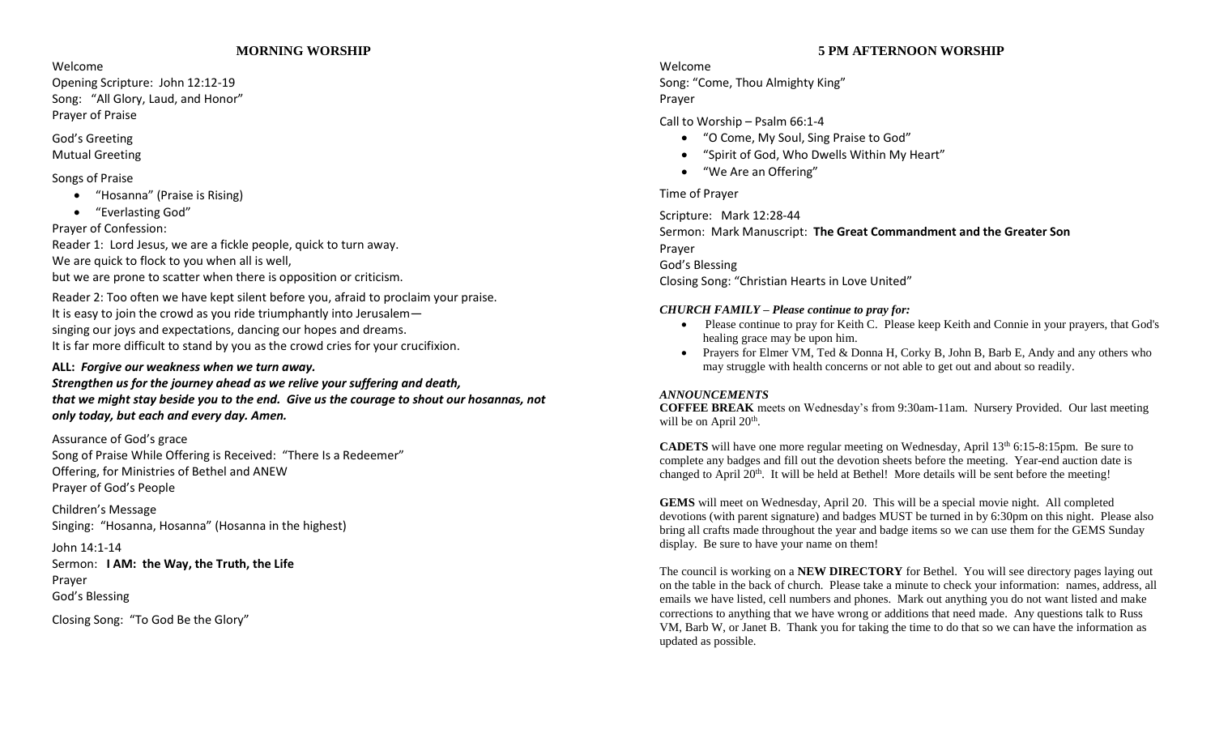## MORNING WORSHIP

Welcome
Opening Scripture: John 12:12-19
Song: "All Glory, Laud, and Honor"
Prayer of Praise

God's Greeting
Mutual Greeting

Songs of Praise

- "Hosanna" (Praise is Rising)
- "Everlasting God"

Prayer of Confession:

Reader 1: Lord Jesus, we are a fickle people, quick to turn away.
We are quick to flock to you when all is well,
but we are prone to scatter when there is opposition or criticism.

Reader 2: Too often we have kept silent before you, afraid to proclaim your praise.
It is easy to join the crowd as you ride triumphantly into Jerusalem—
singing our joys and expectations, dancing our hopes and dreams.
It is far more difficult to stand by you as the crowd cries for your crucifixion.

**ALL:** ***Forgive our weakness when we turn away.***
***Strengthen us for the journey ahead as we relive your suffering and death,***
***that we might stay beside you to the end. Give us the courage to shout our hosannas, not only today, but each and every day. Amen.***

Assurance of God's grace
Song of Praise While Offering is Received: "There Is a Redeemer"
Offering, for Ministries of Bethel and ANEW
Prayer of God's People

Children's Message
Singing: "Hosanna, Hosanna" (Hosanna in the highest)

John 14:1-14
Sermon: **I AM: the Way, the Truth, the Life**
Prayer
God's Blessing

Closing Song: "To God Be the Glory"

## 5 PM AFTERNOON WORSHIP

Welcome
Song: "Come, Thou Almighty King"
Prayer

Call to Worship – Psalm 66:1-4

- "O Come, My Soul, Sing Praise to God"
- "Spirit of God, Who Dwells Within My Heart"
- "We Are an Offering"

Time of Prayer

Scripture: Mark 12:28-44
Sermon: Mark Manuscript: **The Great Commandment and the Greater Son**
Prayer
God's Blessing
Closing Song: "Christian Hearts in Love United"

***CHURCH FAMILY – Please continue to pray for:***

- Please continue to pray for Keith C. Please keep Keith and Connie in your prayers, that God's healing grace may be upon him.
- Prayers for Elmer VM, Ted & Donna H, Corky B, John B, Barb E, Andy and any others who may struggle with health concerns or not able to get out and about so readily.

***ANNOUNCEMENTS***

**COFFEE BREAK** meets on Wednesday's from 9:30am-11am. Nursery Provided. Our last meeting will be on April 20th.

**CADETS** will have one more regular meeting on Wednesday, April 13th 6:15-8:15pm. Be sure to complete any badges and fill out the devotion sheets before the meeting. Year-end auction date is changed to April 20th. It will be held at Bethel! More details will be sent before the meeting!

**GEMS** will meet on Wednesday, April 20. This will be a special movie night. All completed devotions (with parent signature) and badges MUST be turned in by 6:30pm on this night. Please also bring all crafts made throughout the year and badge items so we can use them for the GEMS Sunday display. Be sure to have your name on them!

The council is working on a **NEW DIRECTORY** for Bethel. You will see directory pages laying out on the table in the back of church. Please take a minute to check your information: names, address, all emails we have listed, cell numbers and phones. Mark out anything you do not want listed and make corrections to anything that we have wrong or additions that need made. Any questions talk to Russ VM, Barb W, or Janet B. Thank you for taking the time to do that so we can have the information as updated as possible.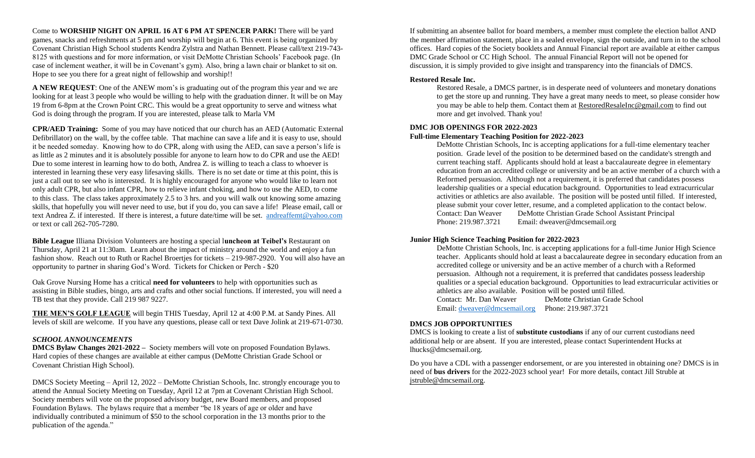Come to **WORSHIP NIGHT ON APRIL 16 AT 6 PM AT SPENCER PARK!** There will be yard games, snacks and refreshments at 5 pm and worship will begin at 6. This event is being organized by Covenant Christian High School students Kendra Zylstra and Nathan Bennett. Please call/text 219-743-8125 with questions and for more information, or visit DeMotte Christian Schools' Facebook page. (In case of inclement weather, it will be in Covenant's gym). Also, bring a lawn chair or blanket to sit on. Hope to see you there for a great night of fellowship and worship!!

**A NEW REQUEST**: One of the ANEW mom's is graduating out of the program this year and we are looking for at least 3 people who would be willing to help with the graduation dinner. It will be on May 19 from 6-8pm at the Crown Point CRC. This would be a great opportunity to serve and witness what God is doing through the program. If you are interested, please talk to Marla VM

**CPR/AED Training:** Some of you may have noticed that our church has an AED (Automatic External Defibrillator) on the wall, by the coffee table. That machine can save a life and it is easy to use, should it be needed someday. Knowing how to do CPR, along with using the AED, can save a person's life is as little as 2 minutes and it is absolutely possible for anyone to learn how to do CPR and use the AED! Due to some interest in learning how to do both, Andrea Z. is willing to teach a class to whoever is interested in learning these very easy lifesaving skills. There is no set date or time at this point, this is just a call out to see who is interested. It is highly encouraged for anyone who would like to learn not only adult CPR, but also infant CPR, how to relieve infant choking, and how to use the AED, to come to this class. The class takes approximately 2.5 to 3 hrs. and you will walk out knowing some amazing skills, that hopefully you will never need to use, but if you do, you can save a life! Please email, call or text Andrea Z. if interested. If there is interest, a future date/time will be set. andreaffemt@yahoo.com or text or call 262-705-7280.

**Bible League** Illiana Division Volunteers are hosting a special l**uncheon at Teibel's** Restaurant on Thursday, April 21 at 11:30am. Learn about the impact of ministry around the world and enjoy a fun fashion show. Reach out to Ruth or Rachel Broertjes for tickets – 219-987-2920. You will also have an opportunity to partner in sharing God's Word. Tickets for Chicken or Perch - $20

Oak Grove Nursing Home has a critical **need for volunteers** to help with opportunities such as assisting in Bible studies, bingo, arts and crafts and other social functions. If interested, you will need a TB test that they provide. Call 219 987 9227.

**THE MEN'S GOLF LEAGUE** will begin THIS Tuesday, April 12 at 4:00 P.M. at Sandy Pines. All levels of skill are welcome. If you have any questions, please call or text Dave Jolink at 219-671-0730.

### *SCHOOL ANNOUNCEMENTS*

**DMCS Bylaw Changes 2021-2022 –** Society members will vote on proposed Foundation Bylaws. Hard copies of these changes are available at either campus (DeMotte Christian Grade School or Covenant Christian High School).

DMCS Society Meeting – April 12, 2022 – DeMotte Christian Schools, Inc. strongly encourage you to attend the Annual Society Meeting on Tuesday, April 12 at 7pm at Covenant Christian High School. Society members will vote on the proposed advisory budget, new Board members, and proposed Foundation Bylaws. The bylaws require that a member "be 18 years of age or older and have individually contributed a minimum of $50 to the school corporation in the 13 months prior to the publication of the agenda."

If submitting an absentee ballot for board members, a member must complete the election ballot AND the member affirmation statement, place in a sealed envelope, sign the outside, and turn in to the school offices. Hard copies of the Society booklets and Annual Financial report are available at either campus DMC Grade School or CC High School. The annual Financial Report will not be opened for discussion, it is simply provided to give insight and transparency into the financials of DMCS.

**Restored Resale Inc.**

Restored Resale, a DMCS partner, is in desperate need of volunteers and monetary donations to get the store up and running. They have a great many needs to meet, so please consider how you may be able to help them. Contact them at RestoredResaleInc@gmail.com to find out more and get involved. Thank you!

**DMC JOB OPENINGS FOR 2022-2023**

**Full-time Elementary Teaching Position for 2022-2023**

DeMotte Christian Schools, Inc is accepting applications for a full-time elementary teacher position. Grade level of the position to be determined based on the candidate's strength and current teaching staff. Applicants should hold at least a baccalaureate degree in elementary education from an accredited college or university and be an active member of a church with a Reformed persuasion. Although not a requirement, it is preferred that candidates possess leadership qualities or a special education background. Opportunities to lead extracurricular activities or athletics are also available. The position will be posted until filled. If interested, please submit your cover letter, resume, and a completed application to the contact below.
Contact: Dan Weaver DeMotte Christian Grade School Assistant Principal
Phone: 219.987.3721 Email: dweaver@dmcsemail.org

**Junior High Science Teaching Position for 2022-2023**

DeMotte Christian Schools, Inc. is accepting applications for a full-time Junior High Science teacher. Applicants should hold at least a baccalaureate degree in secondary education from an accredited college or university and be an active member of a church with a Reformed persuasion. Although not a requirement, it is preferred that candidates possess leadership qualities or a special education background. Opportunities to lead extracurricular activities or athletics are also available. Position will be posted until filled.
Contact: Mr. Dan Weaver DeMotte Christian Grade School
Email: dweaver@dmcsemail.org Phone: 219.987.3721

**DMCS JOB OPPORTUNITIES**

DMCS is looking to create a list of **substitute custodians** if any of our current custodians need additional help or are absent. If you are interested, please contact Superintendent Hucks at lhucks@dmcsemail.org.

Do you have a CDL with a passenger endorsement, or are you interested in obtaining one? DMCS is in need of **bus drivers** for the 2022-2023 school year! For more details, contact Jill Struble at jstruble@dmcsemail.org.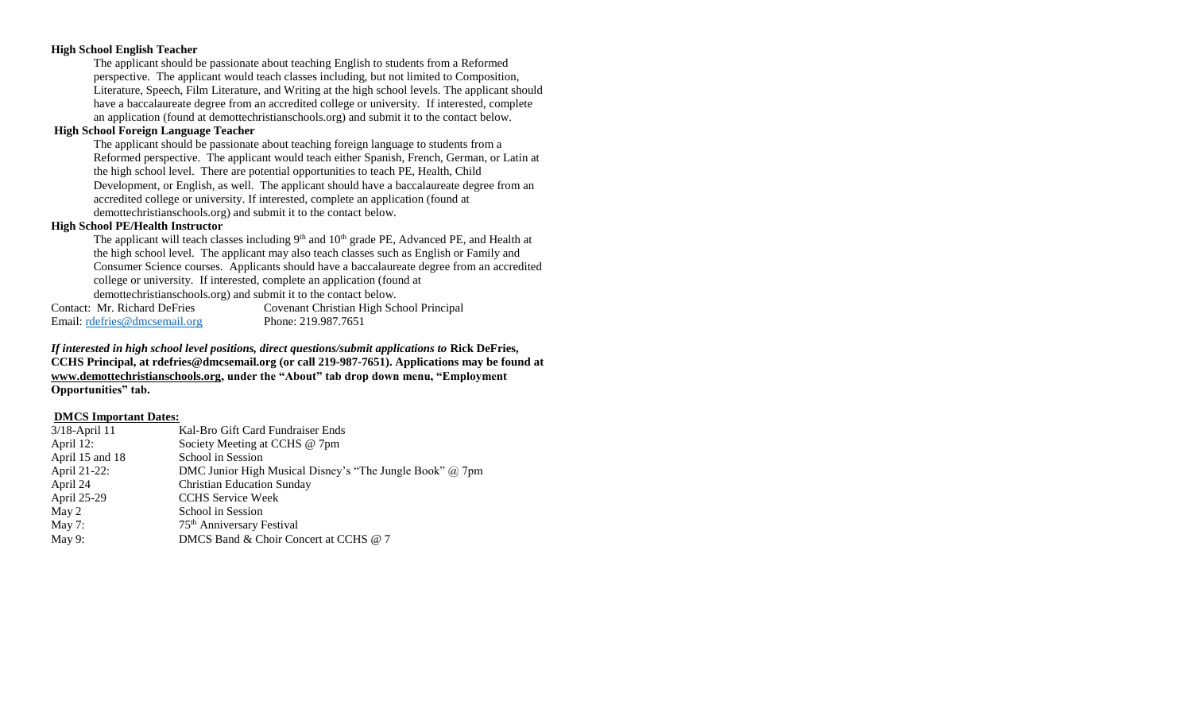**High School English Teacher**

The applicant should be passionate about teaching English to students from a Reformed perspective. The applicant would teach classes including, but not limited to Composition, Literature, Speech, Film Literature, and Writing at the high school levels. The applicant should have a baccalaureate degree from an accredited college or university. If interested, complete an application (found at demottechristianschools.org) and submit it to the contact below.

**High School Foreign Language Teacher**

The applicant should be passionate about teaching foreign language to students from a Reformed perspective. The applicant would teach either Spanish, French, German, or Latin at the high school level. There are potential opportunities to teach PE, Health, Child Development, or English, as well. The applicant should have a baccalaureate degree from an accredited college or university. If interested, complete an application (found at demottechristianschools.org) and submit it to the contact below.

**High School PE/Health Instructor**

The applicant will teach classes including 9th and 10th grade PE, Advanced PE, and Health at the high school level. The applicant may also teach classes such as English or Family and Consumer Science courses. Applicants should have a baccalaureate degree from an accredited college or university. If interested, complete an application (found at demottechristianschools.org) and submit it to the contact below.

Contact: Mr. Richard DeFries — Covenant Christian High School Principal
Email: rdefries@dmcsemail.org — Phone: 219.987.7651

***If interested in high school level positions, direct questions/submit applications to* Rick DeFries, CCHS Principal, at rdefries@dmcsemail.org (or call 219-987-7651). Applications may be found at <u>www.demottechristianschools.org</u>, under the "About" tab drop down menu, "Employment Opportunities" tab.**

**<u>DMCS Important Dates:</u>**

| | |
|---|---|
| 3/18-April 11 | Kal-Bro Gift Card Fundraiser Ends |
| April 12: | Society Meeting at CCHS @ 7pm |
| April 15 and 18 | School in Session |
| April 21-22: | DMC Junior High Musical Disney's "The Jungle Book" @ 7pm |
| April 24 | Christian Education Sunday |
| April 25-29 | CCHS Service Week |
| May 2 | School in Session |
| May 7: | 75th Anniversary Festival |
| May 9: | DMCS Band & Choir Concert at CCHS @ 7 |